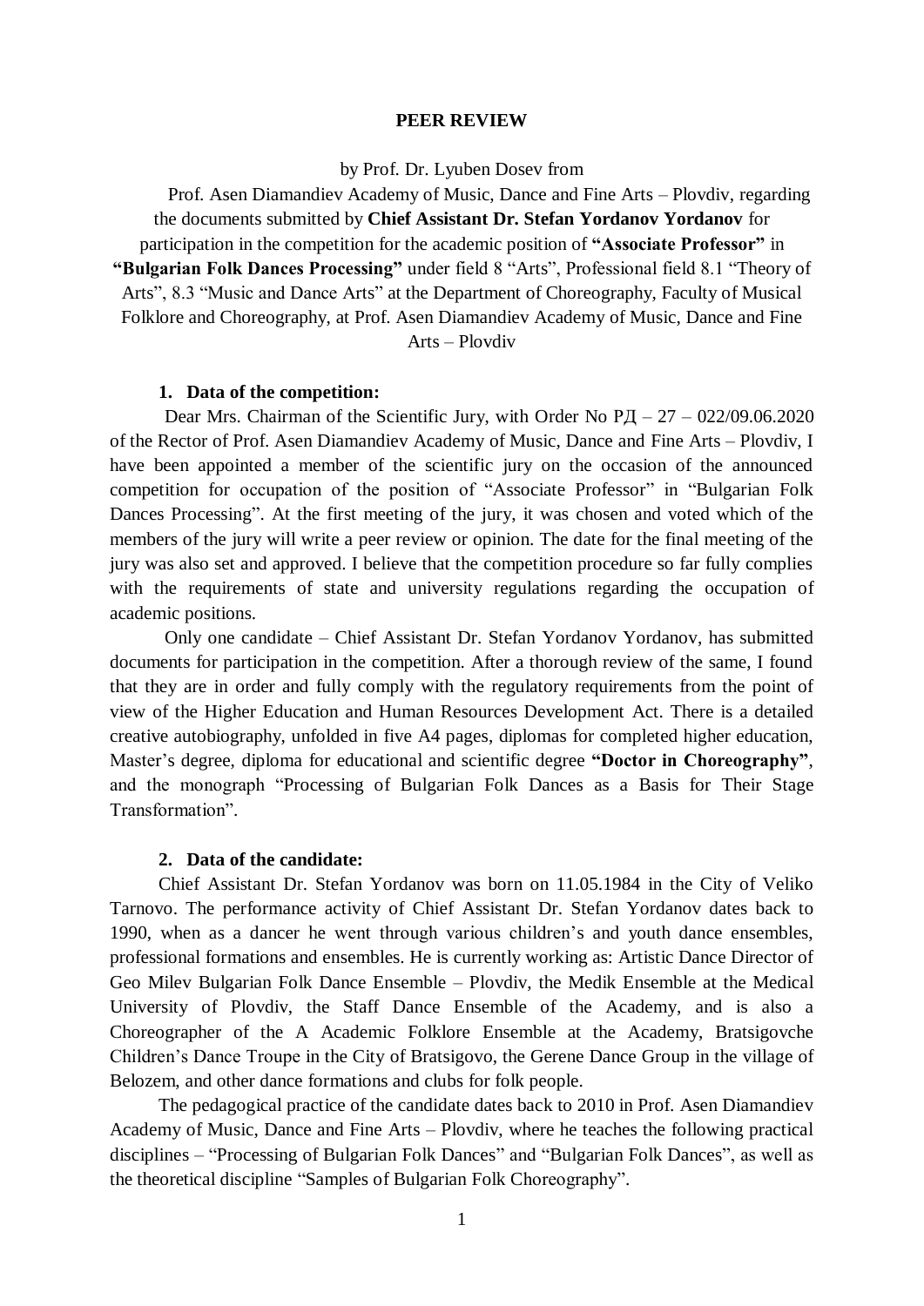# PEER REVIEW

by Prof. Dr. Lyuben Dosev from

Prof. Asen Diamandiev Academy of Music, Dance and Fine Arts – Plovdiv, regarding the documents submitted by **Chief Assistant Dr. Stefan Yordanov Yordanov** for participation in the competition for the academic position of **"Associate Professor"** in **"Bulgarian Folk Dances Processing"** under field 8 "Arts", Professional field 8.1 "Theory of Arts", 8.3 "Music and Dance Arts" at the Department of Choreography, Faculty of Musical Folklore and Choreography, at Prof. Asen Diamandiev Academy of Music, Dance and Fine Arts – Plovdiv

## 1. Data of the competition:

Dear Mrs. Chairman of the Scientific Jury, with Order No РД – 27 – 022/09.06.2020 of the Rector of Prof. Asen Diamandiev Academy of Music, Dance and Fine Arts – Plovdiv, I have been appointed a member of the scientific jury on the occasion of the announced competition for occupation of the position of "Associate Professor" in "Bulgarian Folk Dances Processing". At the first meeting of the jury, it was chosen and voted which of the members of the jury will write a peer review or opinion. The date for the final meeting of the jury was also set and approved. I believe that the competition procedure so far fully complies with the requirements of state and university regulations regarding the occupation of academic positions.

Only one candidate – Chief Assistant Dr. Stefan Yordanov Yordanov, has submitted documents for participation in the competition. After a thorough review of the same, I found that they are in order and fully comply with the regulatory requirements from the point of view of the Higher Education and Human Resources Development Act. There is a detailed creative autobiography, unfolded in five A4 pages, diplomas for completed higher education, Master's degree, diploma for educational and scientific degree **"Doctor in Choreography"**, and the monograph "Processing of Bulgarian Folk Dances as a Basis for Their Stage Transformation".

## 2. Data of the candidate:

Chief Assistant Dr. Stefan Yordanov was born on 11.05.1984 in the City of Veliko Tarnovo. The performance activity of Chief Assistant Dr. Stefan Yordanov dates back to 1990, when as a dancer he went through various children's and youth dance ensembles, professional formations and ensembles. He is currently working as: Artistic Dance Director of Geo Milev Bulgarian Folk Dance Ensemble – Plovdiv, the Medik Ensemble at the Medical University of Plovdiv, the Staff Dance Ensemble of the Academy, and is also a Choreographer of the A Academic Folklore Ensemble at the Academy, Bratsigovche Children's Dance Troupe in the City of Bratsigovo, the Gerene Dance Group in the village of Belozem, and other dance formations and clubs for folk people.

The pedagogical practice of the candidate dates back to 2010 in Prof. Asen Diamandiev Academy of Music, Dance and Fine Arts – Plovdiv, where he teaches the following practical disciplines – "Processing of Bulgarian Folk Dances" and "Bulgarian Folk Dances", as well as the theoretical discipline "Samples of Bulgarian Folk Choreography".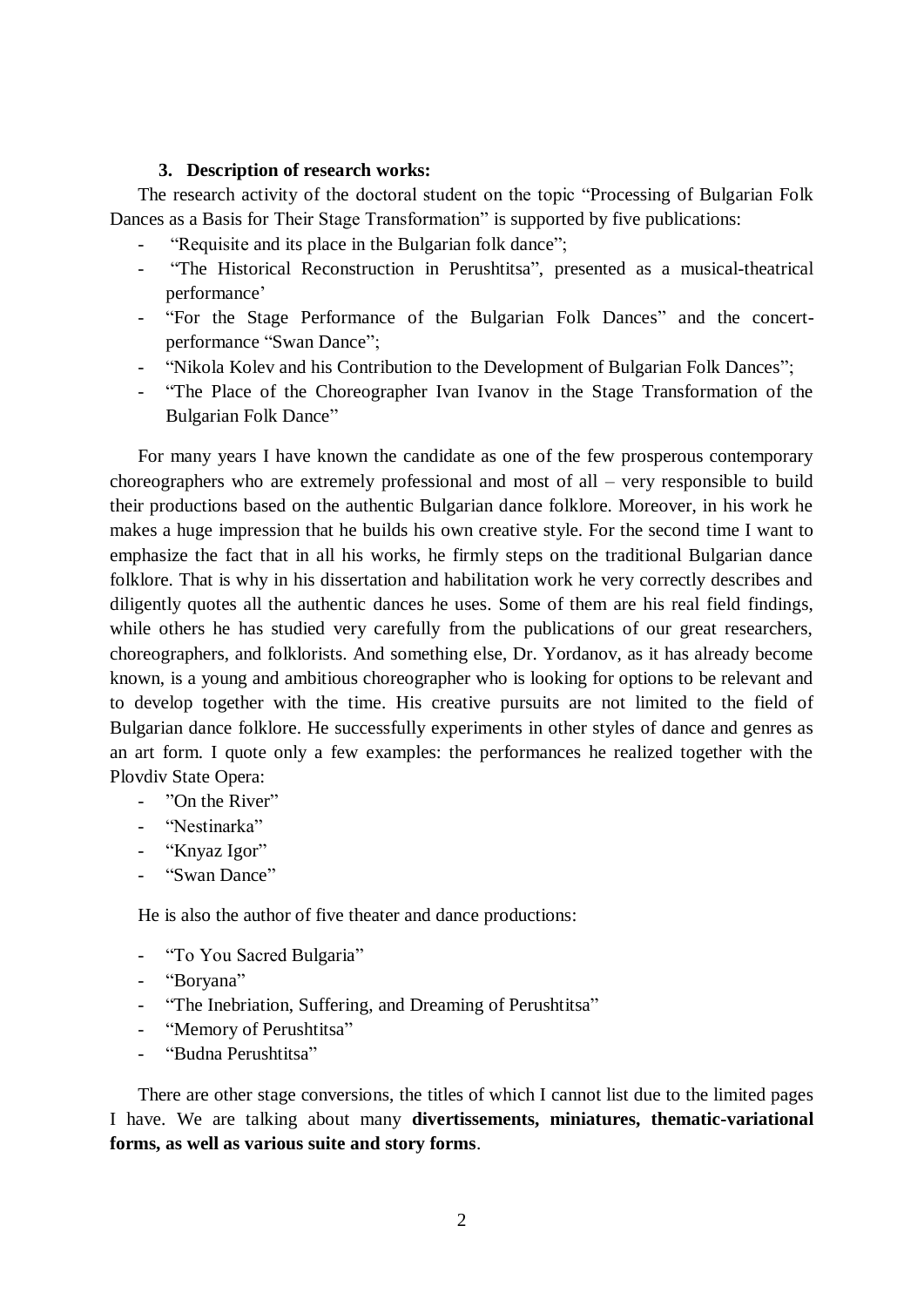### 3. Description of research works:

The research activity of the doctoral student on the topic "Processing of Bulgarian Folk Dances as a Basis for Their Stage Transformation" is supported by five publications:

- "Requisite and its place in the Bulgarian folk dance";
- "The Historical Reconstruction in Perushtitsa", presented as a musical-theatrical performance'
- "For the Stage Performance of the Bulgarian Folk Dances" and the concert-performance "Swan Dance";
- "Nikola Kolev and his Contribution to the Development of Bulgarian Folk Dances";
- "The Place of the Choreographer Ivan Ivanov in the Stage Transformation of the Bulgarian Folk Dance"

For many years I have known the candidate as one of the few prosperous contemporary choreographers who are extremely professional and most of all – very responsible to build their productions based on the authentic Bulgarian dance folklore. Moreover, in his work he makes a huge impression that he builds his own creative style. For the second time I want to emphasize the fact that in all his works, he firmly steps on the traditional Bulgarian dance folklore. That is why in his dissertation and habilitation work he very correctly describes and diligently quotes all the authentic dances he uses. Some of them are his real field findings, while others he has studied very carefully from the publications of our great researchers, choreographers, and folklorists. And something else, Dr. Yordanov, as it has already become known, is a young and ambitious choreographer who is looking for options to be relevant and to develop together with the time. His creative pursuits are not limited to the field of Bulgarian dance folklore. He successfully experiments in other styles of dance and genres as an art form. I quote only a few examples: the performances he realized together with the Plovdiv State Opera:

- "On the River"
- "Nestinarka"
- "Knyaz Igor"
- "Swan Dance"

He is also the author of five theater and dance productions:

- "To You Sacred Bulgaria"
- "Boryana"
- "The Inebriation, Suffering, and Dreaming of Perushtitsa"
- "Memory of Perushtitsa"
- "Budna Perushtitsa"

There are other stage conversions, the titles of which I cannot list due to the limited pages I have. We are talking about many **divertissements, miniatures, thematic-variational forms, as well as various suite and story forms**.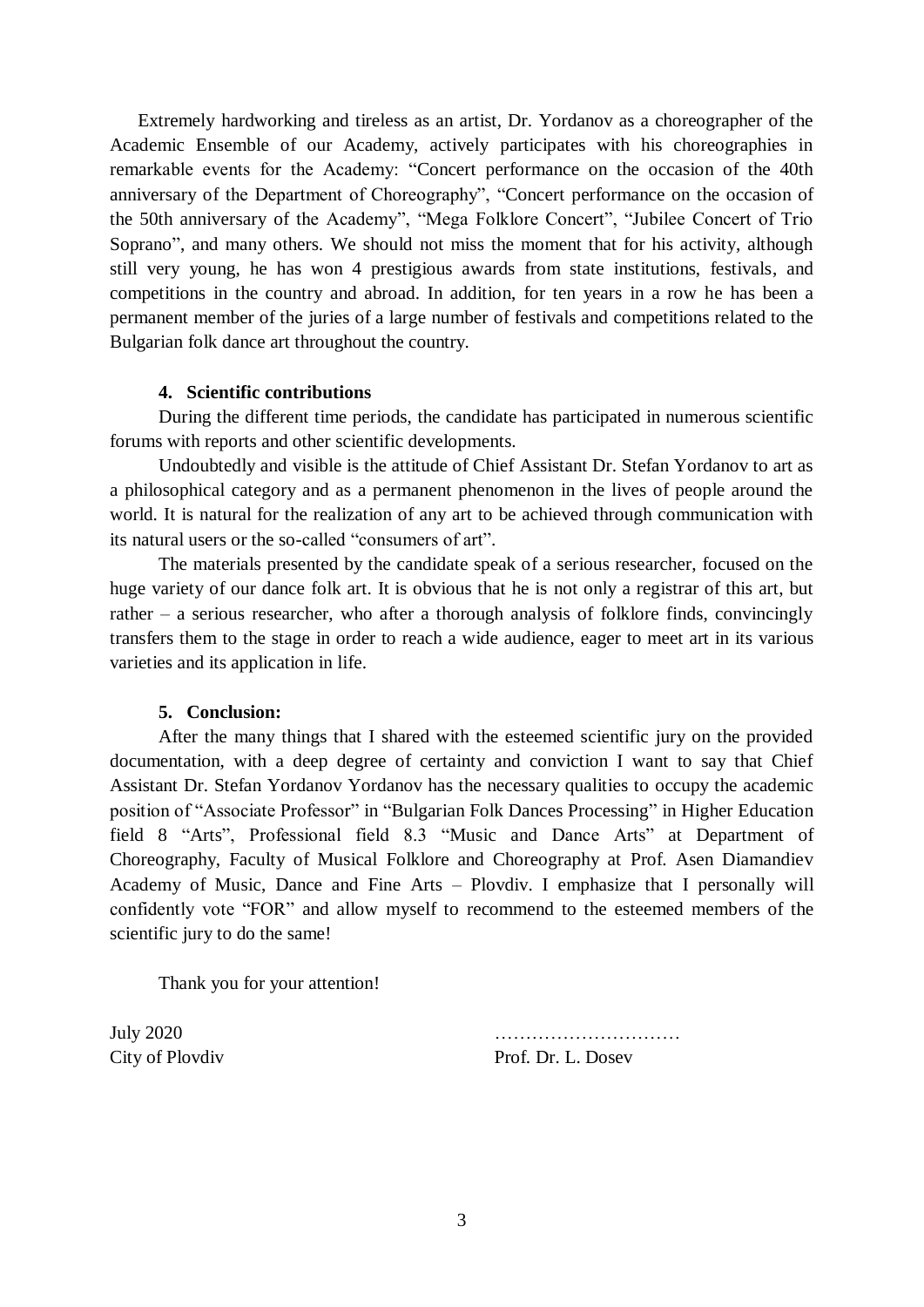Extremely hardworking and tireless as an artist, Dr. Yordanov as a choreographer of the Academic Ensemble of our Academy, actively participates with his choreographies in remarkable events for the Academy: "Concert performance on the occasion of the 40th anniversary of the Department of Choreography", "Concert performance on the occasion of the 50th anniversary of the Academy", "Mega Folklore Concert", "Jubilee Concert of Trio Soprano", and many others. We should not miss the moment that for his activity, although still very young, he has won 4 prestigious awards from state institutions, festivals, and competitions in the country and abroad. In addition, for ten years in a row he has been a permanent member of the juries of a large number of festivals and competitions related to the Bulgarian folk dance art throughout the country.

**4. Scientific contributions**

During the different time periods, the candidate has participated in numerous scientific forums with reports and other scientific developments.

Undoubtedly and visible is the attitude of Chief Assistant Dr. Stefan Yordanov to art as a philosophical category and as a permanent phenomenon in the lives of people around the world. It is natural for the realization of any art to be achieved through communication with its natural users or the so-called "consumers of art".

The materials presented by the candidate speak of a serious researcher, focused on the huge variety of our dance folk art. It is obvious that he is not only a registrar of this art, but rather – a serious researcher, who after a thorough analysis of folklore finds, convincingly transfers them to the stage in order to reach a wide audience, eager to meet art in its various varieties and its application in life.

**5. Conclusion:**

After the many things that I shared with the esteemed scientific jury on the provided documentation, with a deep degree of certainty and conviction I want to say that Chief Assistant Dr. Stefan Yordanov Yordanov has the necessary qualities to occupy the academic position of "Associate Professor" in "Bulgarian Folk Dances Processing" in Higher Education field 8 "Arts", Professional field 8.3 "Music and Dance Arts" at Department of Choreography, Faculty of Musical Folklore and Choreography at Prof. Asen Diamandiev Academy of Music, Dance and Fine Arts – Plovdiv. I emphasize that I personally will confidently vote "FOR" and allow myself to recommend to the esteemed members of the scientific jury to do the same!

Thank you for your attention!

July 2020 ………………………….

City of Plovdiv Prof. Dr. L. Dosev